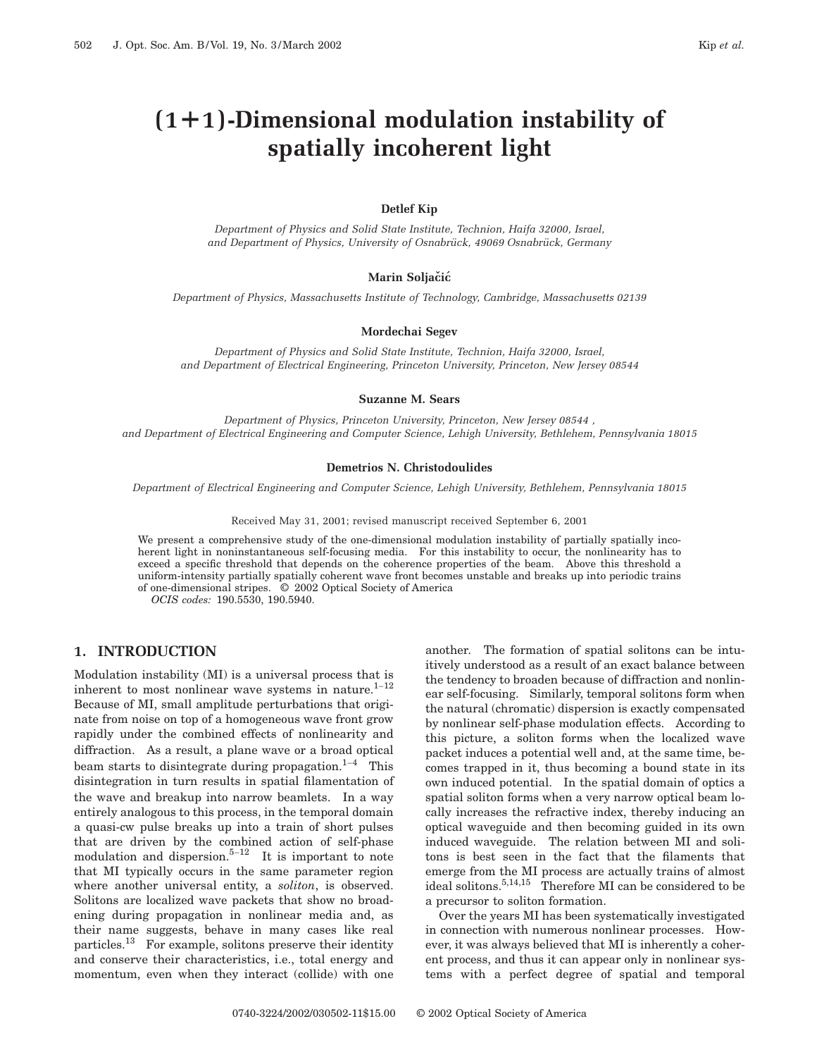# (1+1)-Dimensional modulation instability of spatially incoherent light

**Detlef Kip**

*Department of Physics and Solid State Institute, Technion, Haifa 32000, Israel, and Department of Physics, University of Osnabrück, 49069 Osnabrück, Germany*

**Marin Soljačić**

*Department of Physics, Massachusetts Institute of Technology, Cambridge, Massachusetts 02139*

**Mordechai Segev**

*Department of Physics and Solid State Institute, Technion, Haifa 32000, Israel, and Department of Electrical Engineering, Princeton University, Princeton, New Jersey 08544*

**Suzanne M. Sears**

*Department of Physics, Princeton University, Princeton, New Jersey 08544 , and Department of Electrical Engineering and Computer Science, Lehigh University, Bethlehem, Pennsylvania 18015*

**Demetrios N. Christodoulides**

*Department of Electrical Engineering and Computer Science, Lehigh University, Bethlehem, Pennsylvania 18015*

Received May 31, 2001; revised manuscript received September 6, 2001

We present a comprehensive study of the one-dimensional modulation instability of partially spatially incoherent light in noninstantaneous self-focusing media. For this instability to occur, the nonlinearity has to exceed a specific threshold that depends on the coherence properties of the beam. Above this threshold a uniform-intensity partially spatially coherent wave front becomes unstable and breaks up into periodic trains of one-dimensional stripes. © 2002 Optical Society of America

*OCIS codes:* 190.5530, 190.5940.

## 1. INTRODUCTION

Modulation instability (MI) is a universal process that is inherent to most nonlinear wave systems in nature.[1–12] Because of MI, small amplitude perturbations that originate from noise on top of a homogeneous wave front grow rapidly under the combined effects of nonlinearity and diffraction. As a result, a plane wave or a broad optical beam starts to disintegrate during propagation.[1–4] This disintegration in turn results in spatial filamentation of the wave and breakup into narrow beamlets. In a way entirely analogous to this process, in the temporal domain a quasi-cw pulse breaks up into a train of short pulses that are driven by the combined action of self-phase modulation and dispersion.[5–12] It is important to note that MI typically occurs in the same parameter region where another universal entity, a *soliton*, is observed. Solitons are localized wave packets that show no broadening during propagation in nonlinear media and, as their name suggests, behave in many cases like real particles.[13] For example, solitons preserve their identity and conserve their characteristics, i.e., total energy and momentum, even when they interact (collide) with one another. The formation of spatial solitons can be intuitively understood as a result of an exact balance between the tendency to broaden because of diffraction and nonlinear self-focusing. Similarly, temporal solitons form when the natural (chromatic) dispersion is exactly compensated by nonlinear self-phase modulation effects. According to this picture, a soliton forms when the localized wave packet induces a potential well and, at the same time, becomes trapped in it, thus becoming a bound state in its own induced potential. In the spatial domain of optics a spatial soliton forms when a very narrow optical beam locally increases the refractive index, thereby inducing an optical waveguide and then becoming guided in its own induced waveguide. The relation between MI and solitons is best seen in the fact that the filaments that emerge from the MI process are actually trains of almost ideal solitons.[5,14,15] Therefore MI can be considered to be a precursor to soliton formation.

Over the years MI has been systematically investigated in connection with numerous nonlinear processes. However, it was always believed that MI is inherently a coherent process, and thus it can appear only in nonlinear systems with a perfect degree of spatial and temporal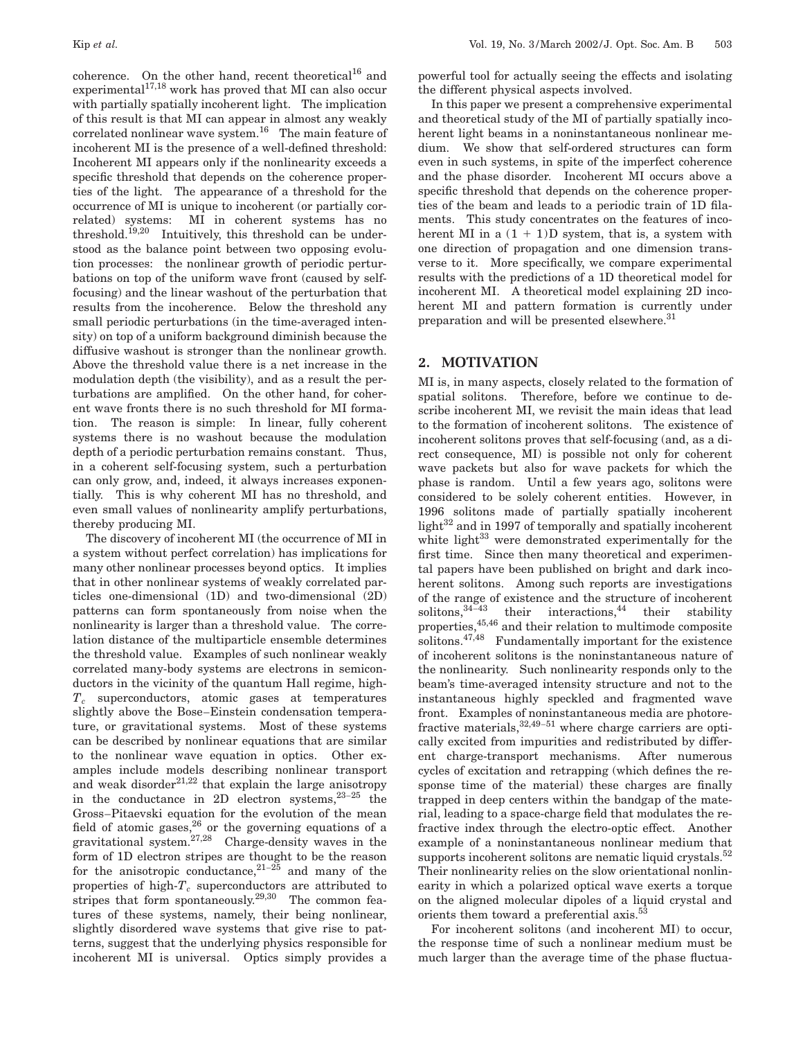coherence. On the other hand, recent theoretical[16] and experimental[17,18] work has proved that MI can also occur with partially spatially incoherent light. The implication of this result is that MI can appear in almost any weakly correlated nonlinear wave system.[16] The main feature of incoherent MI is the presence of a well-defined threshold: Incoherent MI appears only if the nonlinearity exceeds a specific threshold that depends on the coherence properties of the light. The appearance of a threshold for the occurrence of MI is unique to incoherent (or partially correlated) systems: MI in coherent systems has no threshold.[19,20] Intuitively, this threshold can be understood as the balance point between two opposing evolution processes: the nonlinear growth of periodic perturbations on top of the uniform wave front (caused by self-focusing) and the linear washout of the perturbation that results from the incoherence. Below the threshold any small periodic perturbations (in the time-averaged intensity) on top of a uniform background diminish because the diffusive washout is stronger than the nonlinear growth. Above the threshold value there is a net increase in the modulation depth (the visibility), and as a result the perturbations are amplified. On the other hand, for coherent wave fronts there is no such threshold for MI formation. The reason is simple: In linear, fully coherent systems there is no washout because the modulation depth of a periodic perturbation remains constant. Thus, in a coherent self-focusing system, such a perturbation can only grow, and, indeed, it always increases exponentially. This is why coherent MI has no threshold, and even small values of nonlinearity amplify perturbations, thereby producing MI.

The discovery of incoherent MI (the occurrence of MI in a system without perfect correlation) has implications for many other nonlinear processes beyond optics. It implies that in other nonlinear systems of weakly correlated particles one-dimensional (1D) and two-dimensional (2D) patterns can form spontaneously from noise when the nonlinearity is larger than a threshold value. The correlation distance of the multiparticle ensemble determines the threshold value. Examples of such nonlinear weakly correlated many-body systems are electrons in semiconductors in the vicinity of the quantum Hall regime, high-$T_c$ superconductors, atomic gases at temperatures slightly above the Bose–Einstein condensation temperature, or gravitational systems. Most of these systems can be described by nonlinear equations that are similar to the nonlinear wave equation in optics. Other examples include models describing nonlinear transport and weak disorder[21,22] that explain the large anisotropy in the conductance in 2D electron systems,[23–25] the Gross–Pitaevski equation for the evolution of the mean field of atomic gases,[26] or the governing equations of a gravitational system.[27,28] Charge-density waves in the form of 1D electron stripes are thought to be the reason for the anisotropic conductance,[21–25] and many of the properties of high-$T_c$ superconductors are attributed to stripes that form spontaneously.[29,30] The common features of these systems, namely, their being nonlinear, slightly disordered wave systems that give rise to patterns, suggest that the underlying physics responsible for incoherent MI is universal. Optics simply provides a powerful tool for actually seeing the effects and isolating the different physical aspects involved.

In this paper we present a comprehensive experimental and theoretical study of the MI of partially spatially incoherent light beams in a noninstantaneous nonlinear medium. We show that self-ordered structures can form even in such systems, in spite of the imperfect coherence and the phase disorder. Incoherent MI occurs above a specific threshold that depends on the coherence properties of the beam and leads to a periodic train of 1D filaments. This study concentrates on the features of incoherent MI in a (1 + 1)D system, that is, a system with one direction of propagation and one dimension transverse to it. More specifically, we compare experimental results with the predictions of a 1D theoretical model for incoherent MI. A theoretical model explaining 2D incoherent MI and pattern formation is currently under preparation and will be presented elsewhere.[31]

## 2. MOTIVATION

MI is, in many aspects, closely related to the formation of spatial solitons. Therefore, before we continue to describe incoherent MI, we revisit the main ideas that lead to the formation of incoherent solitons. The existence of incoherent solitons proves that self-focusing (and, as a direct consequence, MI) is possible not only for coherent wave packets but also for wave packets for which the phase is random. Until a few years ago, solitons were considered to be solely coherent entities. However, in 1996 solitons made of partially spatially incoherent light[32] and in 1997 of temporally and spatially incoherent white light[33] were demonstrated experimentally for the first time. Since then many theoretical and experimental papers have been published on bright and dark incoherent solitons. Among such reports are investigations of the range of existence and the structure of incoherent solitons,[34–43] their interactions,[44] their stability properties,[45,46] and their relation to multimode composite solitons.[47,48] Fundamentally important for the existence of incoherent solitons is the noninstantaneous nature of the nonlinearity. Such nonlinearity responds only to the beam's time-averaged intensity structure and not to the instantaneous highly speckled and fragmented wave front. Examples of noninstantaneous media are photorefractive materials,[32,49–51] where charge carriers are optically excited from impurities and redistributed by different charge-transport mechanisms. After numerous cycles of excitation and retrapping (which defines the response time of the material) these charges are finally trapped in deep centers within the bandgap of the material, leading to a space-charge field that modulates the refractive index through the electro-optic effect. Another example of a noninstantaneous nonlinear medium that supports incoherent solitons are nematic liquid crystals.[52] Their nonlinearity relies on the slow orientational nonlinearity in which a polarized optical wave exerts a torque on the aligned molecular dipoles of a liquid crystal and orients them toward a preferential axis.[53]

For incoherent solitons (and incoherent MI) to occur, the response time of such a nonlinear medium must be much larger than the average time of the phase fluctua-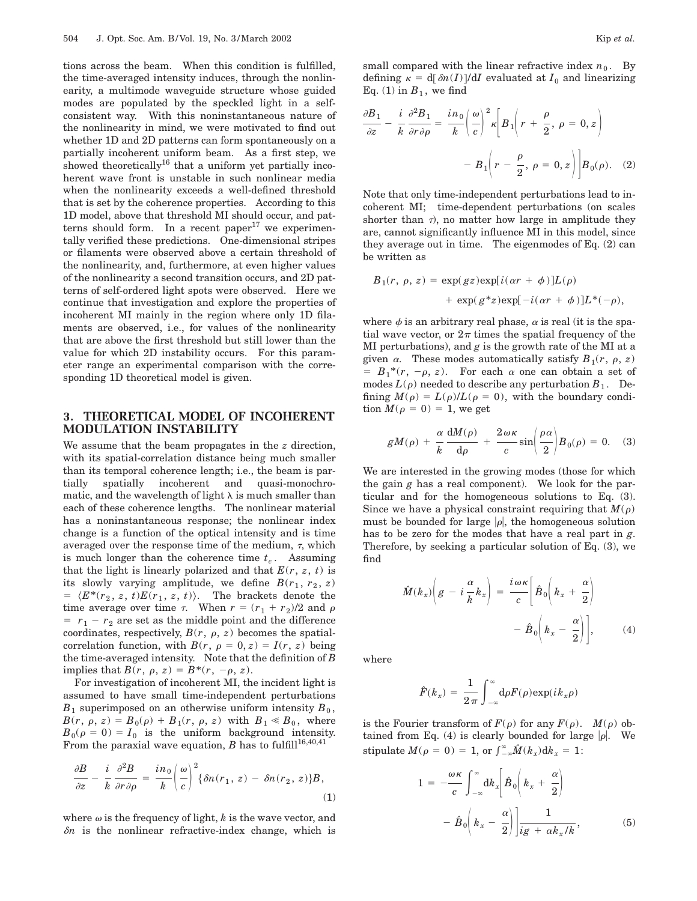tions across the beam. When this condition is fulfilled, the time-averaged intensity induces, through the nonlinearity, a multimode waveguide structure whose guided modes are populated by the speckled light in a self-consistent way. With this noninstantaneous nature of the nonlinearity in mind, we were motivated to find out whether 1D and 2D patterns can form spontaneously on a partially incoherent uniform beam. As a first step, we showed theoretically[16] that a uniform yet partially incoherent wave front is unstable in such nonlinear media when the nonlinearity exceeds a well-defined threshold that is set by the coherence properties. According to this 1D model, above that threshold MI should occur, and patterns should form. In a recent paper[17] we experimentally verified these predictions. One-dimensional stripes or filaments were observed above a certain threshold of the nonlinearity, and, furthermore, at even higher values of the nonlinearity a second transition occurs, and 2D patterns of self-ordered light spots were observed. Here we continue that investigation and explore the properties of incoherent MI mainly in the region where only 1D filaments are observed, i.e., for values of the nonlinearity that are above the first threshold but still lower than the value for which 2D instability occurs. For this parameter range an experimental comparison with the corresponding 1D theoretical model is given.

## 3. THEORETICAL MODEL OF INCOHERENT MODULATION INSTABILITY

We assume that the beam propagates in the $z$ direction, with its spatial-correlation distance being much smaller than its temporal coherence length; i.e., the beam is partially spatially incoherent and quasi-monochromatic, and the wavelength of light $\lambda$ is much smaller than each of these coherence lengths. The nonlinear material has a noninstantaneous response; the nonlinear index change is a function of the optical intensity and is time averaged over the response time of the medium, $\tau$, which is much longer than the coherence time $t_c$. Assuming that the light is linearly polarized and that $E(r, z, t)$ is its slowly varying amplitude, we define $B(r_1, r_2, z) = \langle E^*(r_2, z, t)E(r_1, z, t)\rangle$. The brackets denote the time average over time $\tau$. When $r = (r_1 + r_2)/2$ and $\rho = r_1 - r_2$ are set as the middle point and the difference coordinates, respectively, $B(r, \rho, z)$ becomes the spatial-correlation function, with $B(r, \rho = 0, z) = I(r, z)$ being the time-averaged intensity. Note that the definition of $B$ implies that $B(r, \rho, z) = B^*(r, -\rho, z)$.

For investigation of incoherent MI, the incident light is assumed to have small time-independent perturbations $B_1$ superimposed on an otherwise uniform intensity $B_0$, $B(r, \rho, z) = B_0(\rho) + B_1(r, \rho, z)$ with $B_1 \ll B_0$, where $B_0(\rho = 0) = I_0$ is the uniform background intensity. From the paraxial wave equation, $B$ has to fulfill[16,40,41]

$$\frac{\partial B}{\partial z} - \frac{i}{k}\frac{\partial^2 B}{\partial r \partial \rho} = \frac{i n_0}{k}\left(\frac{\omega}{c}\right)^2 \{\delta n(r_1, z) - \delta n(r_2, z)\}B, \tag{1}$$

where $\omega$ is the frequency of light, $k$ is the wave vector, and $\delta n$ is the nonlinear refractive-index change, which is small compared with the linear refractive index $n_0$. By defining $\kappa = \mathrm{d}[\delta n(I)]/\mathrm{d}I$ evaluated at $I_0$ and linearizing Eq. (1) in $B_1$, we find

$$\frac{\partial B_1}{\partial z} - \frac{i}{k}\frac{\partial^2 B_1}{\partial r \partial \rho} = \frac{i n_0}{k}\left(\frac{\omega}{c}\right)^2 \kappa\left[B_1\left(r + \frac{\rho}{2}, \rho = 0, z\right) - B_1\left(r - \frac{\rho}{2}, \rho = 0, z\right)\right]B_0(\rho). \tag{2}$$

Note that only time-independent perturbations lead to incoherent MI; time-dependent perturbations (on scales shorter than $\tau$), no matter how large in amplitude they are, cannot significantly influence MI in this model, since they average out in time. The eigenmodes of Eq. (2) can be written as

$$B_1(r, \rho, z) = \exp(gz)\exp[i(\alpha r + \phi)]L(\rho) + \exp(g^* z)\exp[-i(\alpha r + \phi)]L^*(-\rho),$$

where $\phi$ is an arbitrary real phase, $\alpha$ is real (it is the spatial wave vector, or $2\pi$ times the spatial frequency of the MI perturbations), and $g$ is the growth rate of the MI at a given $\alpha$. These modes automatically satisfy $B_1(r, \rho, z) = B_1^*(r, -\rho, z)$. For each $\alpha$ one can obtain a set of modes $L(\rho)$ needed to describe any perturbation $B_1$. Defining $M(\rho) = L(\rho)/L(\rho = 0)$, with the boundary condition $M(\rho = 0) = 1$, we get

$$gM(\rho) + \frac{\alpha}{k}\frac{\mathrm{d}M(\rho)}{\mathrm{d}\rho} + \frac{2\omega\kappa}{c}\sin\left(\frac{\rho\alpha}{2}\right)B_0(\rho) = 0. \tag{3}$$

We are interested in the growing modes (those for which the gain $g$ has a real component). We look for the particular and for the homogeneous solutions to Eq. (3). Since we have a physical constraint requiring that $M(\rho)$ must be bounded for large $|\rho|$, the homogeneous solution has to be zero for the modes that have a real part in $g$. Therefore, by seeking a particular solution of Eq. (3), we find

$$\hat{M}(k_x)\left(g - i\frac{\alpha}{k}k_x\right) = \frac{i\omega\kappa}{c}\left[\hat{B}_0\left(k_x + \frac{\alpha}{2}\right) - \hat{B}_0\left(k_x - \frac{\alpha}{2}\right)\right], \tag{4}$$

where

$$\hat{F}(k_x) = \frac{1}{2\pi}\int_{-\infty}^{\infty}\mathrm{d}\rho F(\rho)\exp(ik_x\rho)$$

is the Fourier transform of $F(\rho)$ for any $F(\rho)$. $M(\rho)$ obtained from Eq. (4) is clearly bounded for large $|\rho|$. We stipulate $M(\rho = 0) = 1$, or $\int_{-\infty}^{\infty}\hat{M}(k_x)\mathrm{d}k_x = 1$:

$$1 = -\frac{\omega\kappa}{c}\int_{-\infty}^{\infty}\mathrm{d}k_x\left[\hat{B}_0\left(k_x + \frac{\alpha}{2}\right) - \hat{B}_0\left(k_x - \frac{\alpha}{2}\right)\right]\frac{1}{ig + \alpha k_x/k}, \tag{5}$$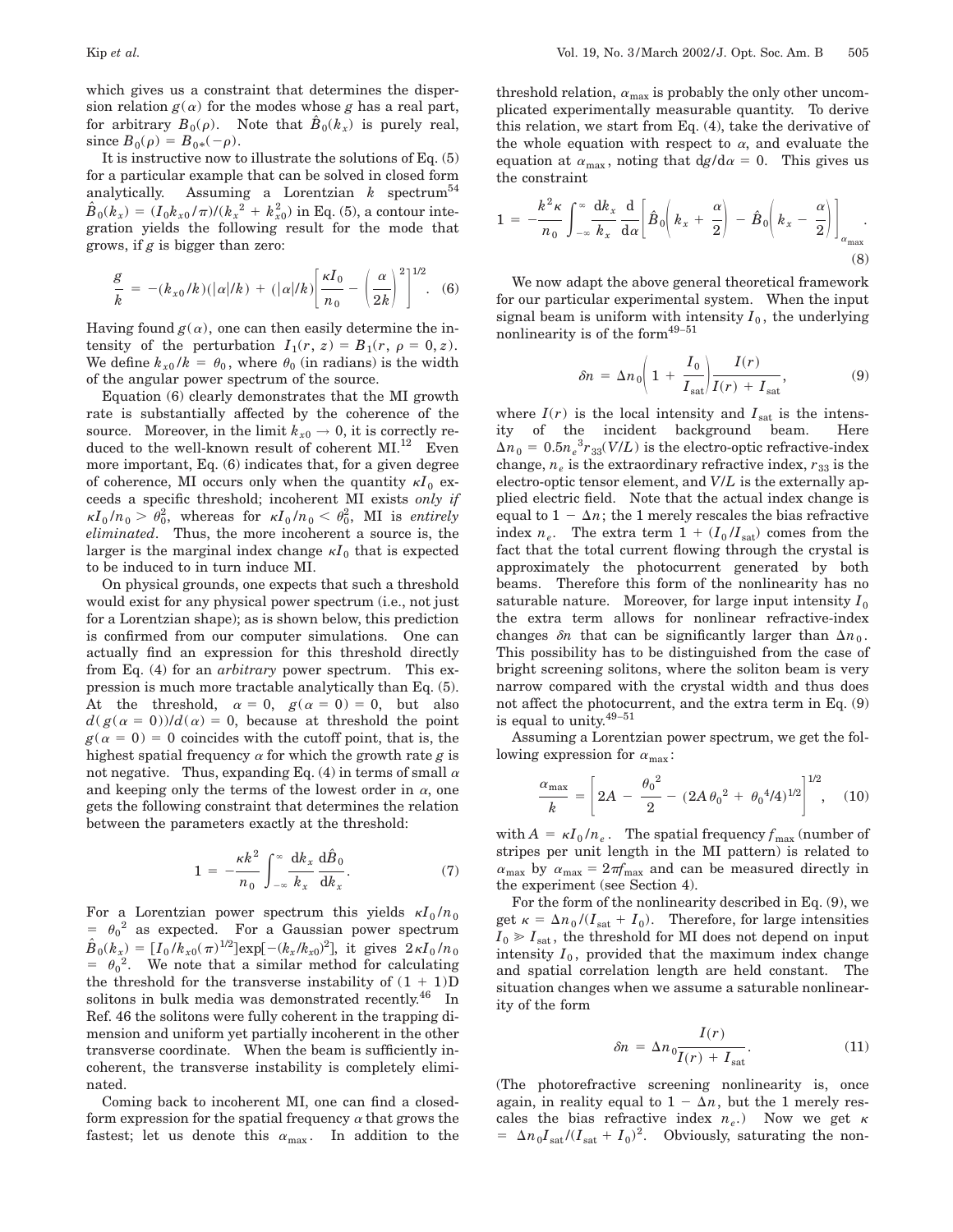which gives us a constraint that determines the dispersion relation $g(\alpha)$ for the modes whose $g$ has a real part, for arbitrary $B_0(\rho)$. Note that $\hat{B}_0(k_x)$ is purely real, since $B_0(\rho) = B_{0*}(-\rho)$.

It is instructive now to illustrate the solutions of Eq. (5) for a particular example that can be solved in closed form analytically. Assuming a Lorentzian $k$ spectrum[54] $\hat{B}_0(k_x) = (I_0 k_{x0}/\pi)/(k_x^2 + k_{x0}^2)$ in Eq. (5), a contour integration yields the following result for the mode that grows, if $g$ is bigger than zero:

$$\frac{g}{k} = -(k_{x0}/k)(|\alpha|/k) + (|\alpha|/k)\left[\frac{\kappa I_0}{n_0} - \left(\frac{\alpha}{2k}\right)^2\right]^{1/2}. \quad (6)$$

Having found $g(\alpha)$, one can then easily determine the intensity of the perturbation $I_1(r, z) = B_1(r, \rho = 0, z)$. We define $k_{x0}/k = \theta_0$, where $\theta_0$ (in radians) is the width of the angular power spectrum of the source.

Equation (6) clearly demonstrates that the MI growth rate is substantially affected by the coherence of the source. Moreover, in the limit $k_{x0} \to 0$, it is correctly reduced to the well-known result of coherent MI.[12] Even more important, Eq. (6) indicates that, for a given degree of coherence, MI occurs only when the quantity $\kappa I_0$ exceeds a specific threshold; incoherent MI exists *only if* $\kappa I_0/n_0 > \theta_0^2$, whereas for $\kappa I_0/n_0 < \theta_0^2$, MI is *entirely eliminated*. Thus, the more incoherent a source is, the larger is the marginal index change $\kappa I_0$ that is expected to be induced to in turn induce MI.

On physical grounds, one expects that such a threshold would exist for any physical power spectrum (i.e., not just for a Lorentzian shape); as is shown below, this prediction is confirmed from our computer simulations. One can actually find an expression for this threshold directly from Eq. (4) for an *arbitrary* power spectrum. This expression is much more tractable analytically than Eq. (5). At the threshold, $\alpha = 0$, $g(\alpha = 0) = 0$, but also $d(g(\alpha = 0))/d(\alpha) = 0$, because at threshold the point $g(\alpha = 0) = 0$ coincides with the cutoff point, that is, the highest spatial frequency $\alpha$ for which the growth rate $g$ is not negative. Thus, expanding Eq. (4) in terms of small $\alpha$ and keeping only the terms of the lowest order in $\alpha$, one gets the following constraint that determines the relation between the parameters exactly at the threshold:

$$1 = -\frac{\kappa k^2}{n_0}\int_{-\infty}^{\infty}\frac{dk_x}{k_x}\frac{d\hat{B}_0}{dk_x}. \quad (7)$$

For a Lorentzian power spectrum this yields $\kappa I_0/n_0 = \theta_0{}^2$ as expected. For a Gaussian power spectrum $\hat{B}_0(k_x) = [I_0/k_{x0}(\pi)^{1/2}]\exp[-(k_x/k_{x0})^2]$, it gives $2\kappa I_0/n_0 = \theta_0{}^2$. We note that a similar method for calculating the threshold for the transverse instability of $(1 + 1)$D solitons in bulk media was demonstrated recently.[46] In Ref. 46 the solitons were fully coherent in the trapping dimension and uniform yet partially incoherent in the other transverse coordinate. When the beam is sufficiently incoherent, the transverse instability is completely eliminated.

Coming back to incoherent MI, one can find a closed-form expression for the spatial frequency $\alpha$ that grows the fastest; let us denote this $\alpha_{\max}$. In addition to the threshold relation, $\alpha_{\max}$ is probably the only other uncomplicated experimentally measurable quantity. To derive this relation, we start from Eq. (4), take the derivative of the whole equation with respect to $\alpha$, and evaluate the equation at $\alpha_{\max}$, noting that $dg/d\alpha = 0$. This gives us the constraint

$$1 = -\frac{k^2\kappa}{n_0}\int_{-\infty}^{\infty}\frac{dk_x}{k_x}\frac{d}{d\alpha}\left[\hat{B}_0\left(k_x + \frac{\alpha}{2}\right) - \hat{B}_0\left(k_x - \frac{\alpha}{2}\right)\right]_{\alpha_{\max}}. \quad (8)$$

We now adapt the above general theoretical framework for our particular experimental system. When the input signal beam is uniform with intensity $I_0$, the underlying nonlinearity is of the form[49–51]

$$\delta n = \Delta n_0\left(1 + \frac{I_0}{I_{\text{sat}}}\right)\frac{I(r)}{I(r) + I_{\text{sat}}}, \quad (9)$$

where $I(r)$ is the local intensity and $I_{\text{sat}}$ is the intensity of the incident background beam. Here $\Delta n_0 = 0.5 n_e{}^3 r_{33}(V/L)$ is the electro-optic refractive-index change, $n_e$ is the extraordinary refractive index, $r_{33}$ is the electro-optic tensor element, and $V/L$ is the externally applied electric field. Note that the actual index change is equal to $1 - \Delta n$; the 1 merely rescales the bias refractive index $n_e$. The extra term $1 + (I_0/I_{\text{sat}})$ comes from the fact that the total current flowing through the crystal is approximately the photocurrent generated by both beams. Therefore this form of the nonlinearity has no saturable nature. Moreover, for large input intensity $I_0$ the extra term allows for nonlinear refractive-index changes $\delta n$ that can be significantly larger than $\Delta n_0$. This possibility has to be distinguished from the case of bright screening solitons, where the soliton beam is very narrow compared with the crystal width and thus does not affect the photocurrent, and the extra term in Eq. (9) is equal to unity.[49–51]

Assuming a Lorentzian power spectrum, we get the following expression for $\alpha_{\max}$:

$$\frac{\alpha_{\max}}{k} = \left[2A - \frac{\theta_0{}^2}{2} - (2A\theta_0{}^2 + \theta_0{}^4/4)^{1/2}\right]^{1/2}, \quad (10)$$

with $A = \kappa I_0/n_e$. The spatial frequency $f_{\max}$ (number of stripes per unit length in the MI pattern) is related to $\alpha_{\max}$ by $\alpha_{\max} = 2\pi f_{\max}$ and can be measured directly in the experiment (see Section 4).

For the form of the nonlinearity described in Eq. (9), we get $\kappa = \Delta n_0/(I_{\text{sat}} + I_0)$. Therefore, for large intensities $I_0 \gg I_{\text{sat}}$, the threshold for MI does not depend on input intensity $I_0$, provided that the maximum index change and spatial correlation length are held constant. The situation changes when we assume a saturable nonlinearity of the form

$$\delta n = \Delta n_0\frac{I(r)}{I(r) + I_{\text{sat}}}. \quad (11)$$

(The photorefractive screening nonlinearity is, once again, in reality equal to $1 - \Delta n$, but the 1 merely rescales the bias refractive index $n_e$.) Now we get $\kappa = \Delta n_0 I_{\text{sat}}/(I_{\text{sat}} + I_0)^2$. Obviously, saturating the non-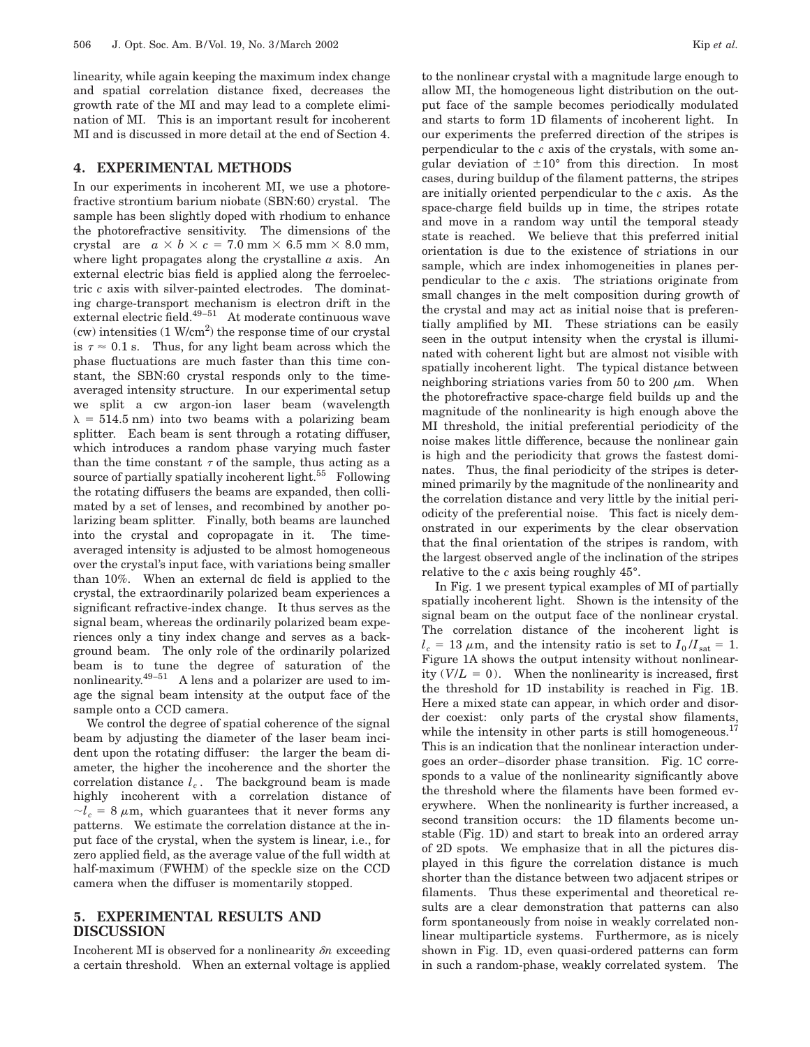linearity, while again keeping the maximum index change and spatial correlation distance fixed, decreases the growth rate of the MI and may lead to a complete elimination of MI. This is an important result for incoherent MI and is discussed in more detail at the end of Section 4.

## 4. EXPERIMENTAL METHODS

In our experiments in incoherent MI, we use a photorefractive strontium barium niobate (SBN:60) crystal. The sample has been slightly doped with rhodium to enhance the photorefractive sensitivity. The dimensions of the crystal are $a \times b \times c = 7.0\ \text{mm} \times 6.5\ \text{mm} \times 8.0\ \text{mm}$, where light propagates along the crystalline $a$ axis. An external electric bias field is applied along the ferroelectric $c$ axis with silver-painted electrodes. The dominating charge-transport mechanism is electron drift in the external electric field.[49–51] At moderate continuous wave (cw) intensities ($1\ \text{W/cm}^2$) the response time of our crystal is $\tau \approx 0.1\ \text{s}$. Thus, for any light beam across which the phase fluctuations are much faster than this time constant, the SBN:60 crystal responds only to the time-averaged intensity structure. In our experimental setup we split a cw argon-ion laser beam (wavelength $\lambda = 514.5\ \text{nm}$) into two beams with a polarizing beam splitter. Each beam is sent through a rotating diffuser, which introduces a random phase varying much faster than the time constant $\tau$ of the sample, thus acting as a source of partially spatially incoherent light.[55] Following the rotating diffusers the beams are expanded, then collimated by a set of lenses, and recombined by another polarizing beam splitter. Finally, both beams are launched into the crystal and copropagate in it. The time-averaged intensity is adjusted to be almost homogeneous over the crystal's input face, with variations being smaller than 10%. When an external dc field is applied to the crystal, the extraordinarily polarized beam experiences a significant refractive-index change. It thus serves as the signal beam, whereas the ordinarily polarized beam experiences only a tiny index change and serves as a background beam. The only role of the ordinarily polarized beam is to tune the degree of saturation of the nonlinearity.[49–51] A lens and a polarizer are used to image the signal beam intensity at the output face of the sample onto a CCD camera.

We control the degree of spatial coherence of the signal beam by adjusting the diameter of the laser beam incident upon the rotating diffuser: the larger the beam diameter, the higher the incoherence and the shorter the correlation distance $l_c$. The background beam is made highly incoherent with a correlation distance of $\sim l_c = 8\ \mu\text{m}$, which guarantees that it never forms any patterns. We estimate the correlation distance at the input face of the crystal, when the system is linear, i.e., for zero applied field, as the average value of the full width at half-maximum (FWHM) of the speckle size on the CCD camera when the diffuser is momentarily stopped.

## 5. EXPERIMENTAL RESULTS AND DISCUSSION

Incoherent MI is observed for a nonlinearity $\delta n$ exceeding a certain threshold. When an external voltage is applied to the nonlinear crystal with a magnitude large enough to allow MI, the homogeneous light distribution on the output face of the sample becomes periodically modulated and starts to form 1D filaments of incoherent light. In our experiments the preferred direction of the stripes is perpendicular to the $c$ axis of the crystals, with some angular deviation of $\pm 10°$ from this direction. In most cases, during buildup of the filament patterns, the stripes are initially oriented perpendicular to the $c$ axis. As the space-charge field builds up in time, the stripes rotate and move in a random way until the temporal steady state is reached. We believe that this preferred initial orientation is due to the existence of striations in our sample, which are index inhomogeneities in planes perpendicular to the $c$ axis. The striations originate from small changes in the melt composition during growth of the crystal and may act as initial noise that is preferentially amplified by MI. These striations can be easily seen in the output intensity when the crystal is illuminated with coherent light but are almost not visible with spatially incoherent light. The typical distance between neighboring striations varies from 50 to 200 $\mu$m. When the photorefractive space-charge field builds up and the magnitude of the nonlinearity is high enough above the MI threshold, the initial preferential periodicity of the noise makes little difference, because the nonlinear gain is high and the periodicity that grows the fastest dominates. Thus, the final periodicity of the stripes is determined primarily by the magnitude of the nonlinearity and the correlation distance and very little by the initial periodicity of the preferential noise. This fact is nicely demonstrated in our experiments by the clear observation that the final orientation of the stripes is random, with the largest observed angle of the inclination of the stripes relative to the $c$ axis being roughly 45°.

In Fig. 1 we present typical examples of MI of partially spatially incoherent light. Shown is the intensity of the signal beam on the output face of the nonlinear crystal. The correlation distance of the incoherent light is $l_c = 13\ \mu\text{m}$, and the intensity ratio is set to $I_0/I_{\text{sat}} = 1$. Figure 1A shows the output intensity without nonlinearity ($V/L = 0$). When the nonlinearity is increased, first the threshold for 1D instability is reached in Fig. 1B. Here a mixed state can appear, in which order and disorder coexist: only parts of the crystal show filaments, while the intensity in other parts is still homogeneous.[17] This is an indication that the nonlinear interaction undergoes an order–disorder phase transition. Fig. 1C corresponds to a value of the nonlinearity significantly above the threshold where the filaments have been formed everywhere. When the nonlinearity is further increased, a second transition occurs: the 1D filaments become unstable (Fig. 1D) and start to break into an ordered array of 2D spots. We emphasize that in all the pictures displayed in this figure the correlation distance is much shorter than the distance between two adjacent stripes or filaments. Thus these experimental and theoretical results are a clear demonstration that patterns can also form spontaneously from noise in weakly correlated nonlinear multiparticle systems. Furthermore, as is nicely shown in Fig. 1D, even quasi-ordered patterns can form in such a random-phase, weakly correlated system. The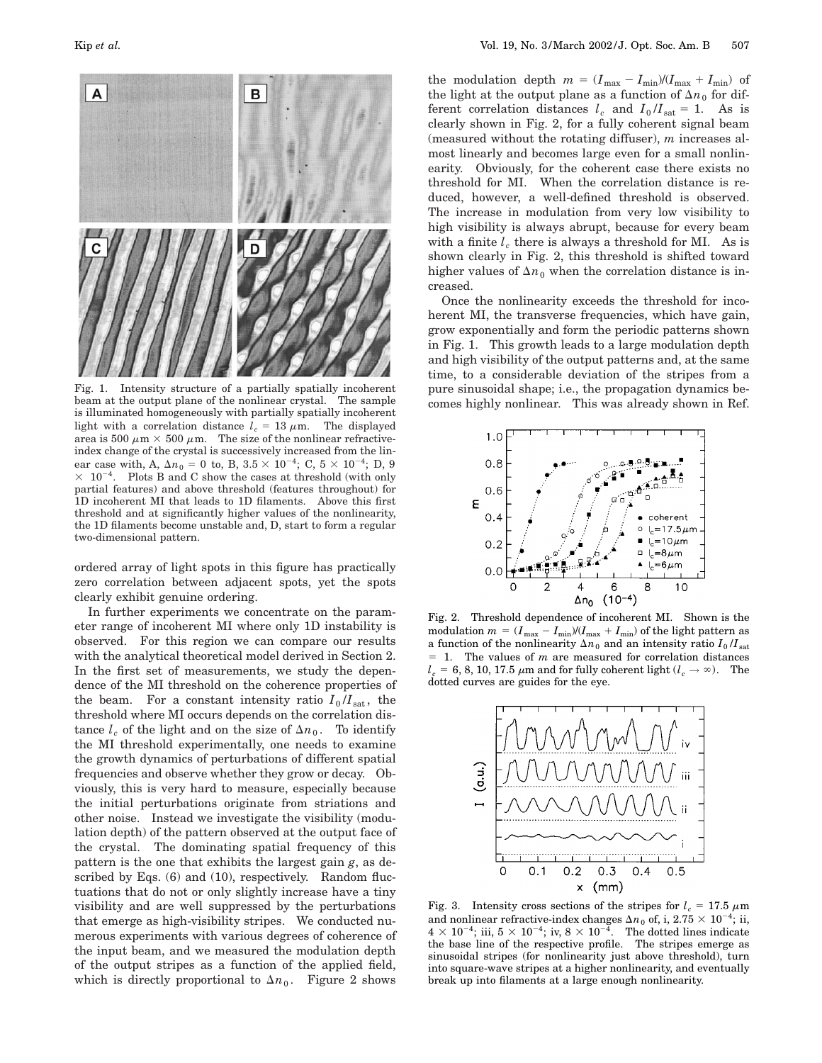Fig. 1. Intensity structure of a partially spatially incoherent beam at the output plane of the nonlinear crystal. The sample is illuminated homogeneously with partially spatially incoherent light with a correlation distance $l_c = 13\ \mu\text{m}$. The displayed area is $500\ \mu\text{m} \times 500\ \mu\text{m}$. The size of the nonlinear refractive-index change of the crystal is successively increased from the linear case with, A, $\Delta n_0 = 0$ to, B, $3.5 \times 10^{-4}$; C, $5 \times 10^{-4}$; D, $9 \times 10^{-4}$. Plots B and C show the cases at threshold (with only partial features) and above threshold (features throughout) for 1D incoherent MI that leads to 1D filaments. Above this first threshold and at significantly higher values of the nonlinearity, the 1D filaments become unstable and, D, start to form a regular two-dimensional pattern.

ordered array of light spots in this figure has practically zero correlation between adjacent spots, yet the spots clearly exhibit genuine ordering.

In further experiments we concentrate on the parameter range of incoherent MI where only 1D instability is observed. For this region we can compare our results with the analytical theoretical model derived in Section 2. In the first set of measurements, we study the dependence of the MI threshold on the coherence properties of the beam. For a constant intensity ratio $I_0/I_{\text{sat}}$, the threshold where MI occurs depends on the correlation distance $l_c$ of the light and on the size of $\Delta n_0$. To identify the MI threshold experimentally, one needs to examine the growth dynamics of perturbations of different spatial frequencies and observe whether they grow or decay. Obviously, this is very hard to measure, especially because the initial perturbations originate from striations and other noise. Instead we investigate the visibility (modulation depth) of the pattern observed at the output face of the crystal. The dominating spatial frequency of this pattern is the one that exhibits the largest gain $g$, as described by Eqs. (6) and (10), respectively. Random fluctuations that do not or only slightly increase have a tiny visibility and are well suppressed by the perturbations that emerge as high-visibility stripes. We conducted numerous experiments with various degrees of coherence of the input beam, and we measured the modulation depth of the output stripes as a function of the applied field, which is directly proportional to $\Delta n_0$. Figure 2 shows the modulation depth $m = (I_{\max} - I_{\min})/(I_{\max} + I_{\min})$ of the light at the output plane as a function of $\Delta n_0$ for different correlation distances $l_c$ and $I_0/I_{\text{sat}} = 1$. As is clearly shown in Fig. 2, for a fully coherent signal beam (measured without the rotating diffuser), $m$ increases almost linearly and becomes large even for a small nonlinearity. Obviously, for the coherent case there exists no threshold for MI. When the correlation distance is reduced, however, a well-defined threshold is observed. The increase in modulation from very low visibility to high visibility is always abrupt, because for every beam with a finite $l_c$ there is always a threshold for MI. As is shown clearly in Fig. 2, this threshold is shifted toward higher values of $\Delta n_0$ when the correlation distance is increased.

Once the nonlinearity exceeds the threshold for incoherent MI, the transverse frequencies, which have gain, grow exponentially and form the periodic patterns shown in Fig. 1. This growth leads to a large modulation depth and high visibility of the output patterns and, at the same time, to a considerable deviation of the stripes from a pure sinusoidal shape; i.e., the propagation dynamics becomes highly nonlinear. This was already shown in Ref.

Fig. 2. Threshold dependence of incoherent MI. Shown is the modulation $m = (I_{\max} - I_{\min})/(I_{\max} + I_{\min})$ of the light pattern as a function of the nonlinearity $\Delta n_0$ and an intensity ratio $I_0/I_{\text{sat}} = 1$. The values of $m$ are measured for correlation distances $l_c = 6, 8, 10, 17.5\ \mu\text{m}$ and for fully coherent light ($l_c \to \infty$). The dotted curves are guides for the eye.

Fig. 3. Intensity cross sections of the stripes for $l_c = 17.5\ \mu\text{m}$ and nonlinear refractive-index changes $\Delta n_0$ of, i, $2.75 \times 10^{-4}$; ii, $4 \times 10^{-4}$; iii, $5 \times 10^{-4}$; iv, $8 \times 10^{-4}$. The dotted lines indicate the base line of the respective profile. The stripes emerge as sinusoidal stripes (for nonlinearity just above threshold), turn into square-wave stripes at a higher nonlinearity, and eventually break up into filaments at a large enough nonlinearity.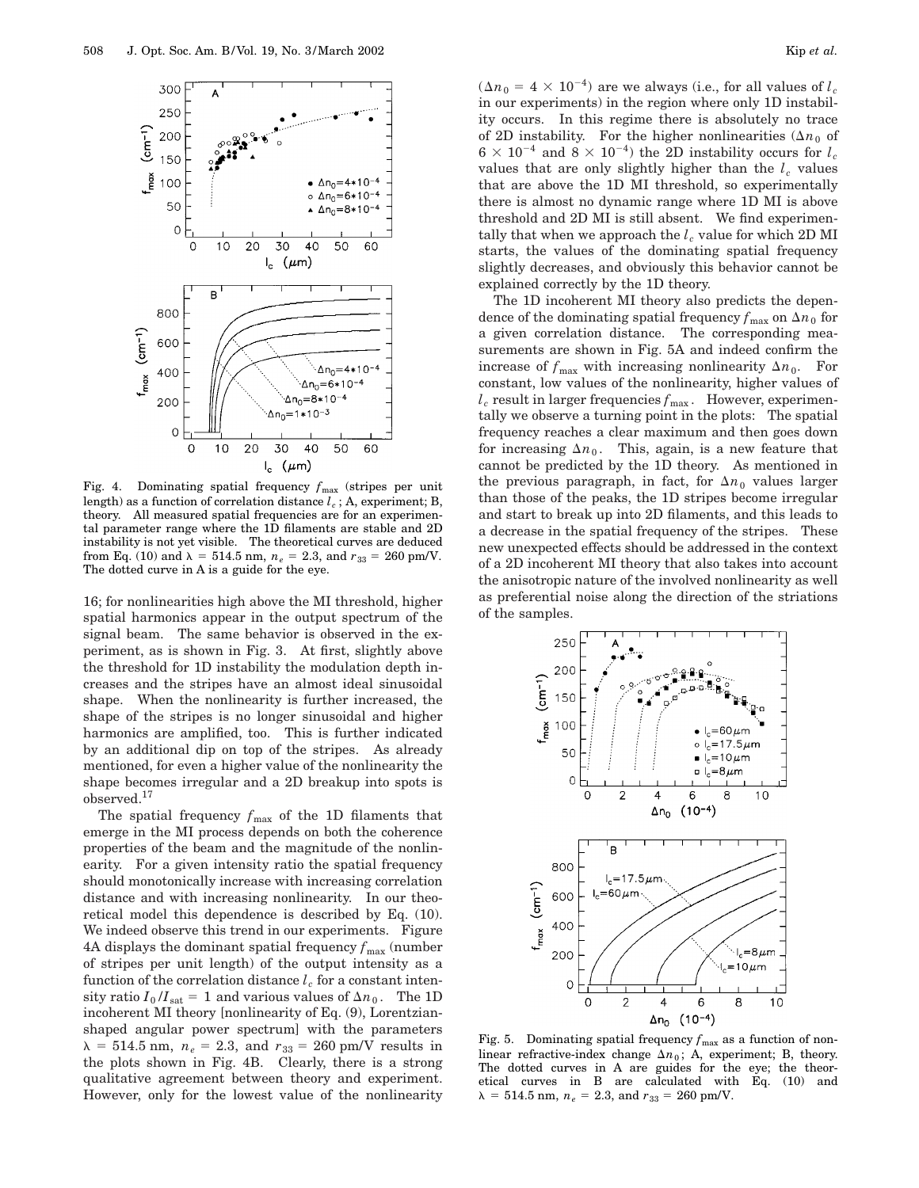Fig. 4. Dominating spatial frequency $f_{max}$ (stripes per unit length) as a function of correlation distance $l_c$; A, experiment; B, theory. All measured spatial frequencies are for an experimental parameter range where the 1D filaments are stable and 2D instability is not yet visible. The theoretical curves are deduced from Eq. (10) and $\lambda = 514.5$ nm, $n_e = 2.3$, and $r_{33} = 260$ pm/V. The dotted curve in A is a guide for the eye.

16; for nonlinearities high above the MI threshold, higher spatial harmonics appear in the output spectrum of the signal beam. The same behavior is observed in the experiment, as is shown in Fig. 3. At first, slightly above the threshold for 1D instability the modulation depth increases and the stripes have an almost ideal sinusoidal shape. When the nonlinearity is further increased, the shape of the stripes is no longer sinusoidal and higher harmonics are amplified, too. This is further indicated by an additional dip on top of the stripes. As already mentioned, for even a higher value of the nonlinearity the shape becomes irregular and a 2D breakup into spots is observed.[17]

The spatial frequency $f_{max}$ of the 1D filaments that emerge in the MI process depends on both the coherence properties of the beam and the magnitude of the nonlinearity. For a given intensity ratio the spatial frequency should monotonically increase with increasing correlation distance and with increasing nonlinearity. In our theoretical model this dependence is described by Eq. (10). We indeed observe this trend in our experiments. Figure 4A displays the dominant spatial frequency $f_{max}$ (number of stripes per unit length) of the output intensity as a function of the correlation distance $l_c$ for a constant intensity ratio $I_0/I_{sat} = 1$ and various values of $\Delta n_0$. The 1D incoherent MI theory [nonlinearity of Eq. (9), Lorentzian-shaped angular power spectrum] with the parameters $\lambda = 514.5$ nm, $n_e = 2.3$, and $r_{33} = 260$ pm/V results in the plots shown in Fig. 4B. Clearly, there is a strong qualitative agreement between theory and experiment. However, only for the lowest value of the nonlinearity ($\Delta n_0 = 4 \times 10^{-4}$) are we always (i.e., for all values of $l_c$ in our experiments) in the region where only 1D instability occurs. In this regime there is absolutely no trace of 2D instability. For the higher nonlinearities ($\Delta n_0$ of $6 \times 10^{-4}$ and $8 \times 10^{-4}$) the 2D instability occurs for $l_c$ values that are only slightly higher than the $l_c$ values that are above the 1D MI threshold, so experimentally there is almost no dynamic range where 1D MI is above threshold and 2D MI is still absent. We find experimentally that when we approach the $l_c$ value for which 2D MI starts, the values of the dominating spatial frequency slightly decreases, and obviously this behavior cannot be explained correctly by the 1D theory.

The 1D incoherent MI theory also predicts the dependence of the dominating spatial frequency $f_{max}$ on $\Delta n_0$ for a given correlation distance. The corresponding measurements are shown in Fig. 5A and indeed confirm the increase of $f_{max}$ with increasing nonlinearity $\Delta n_0$. For constant, low values of the nonlinearity, higher values of $l_c$ result in larger frequencies $f_{max}$. However, experimentally we observe a turning point in the plots: The spatial frequency reaches a clear maximum and then goes down for increasing $\Delta n_0$. This, again, is a new feature that cannot be predicted by the 1D theory. As mentioned in the previous paragraph, in fact, for $\Delta n_0$ values larger than those of the peaks, the 1D stripes become irregular and start to break up into 2D filaments, and this leads to a decrease in the spatial frequency of the stripes. These new unexpected effects should be addressed in the context of a 2D incoherent MI theory that also takes into account the anisotropic nature of the involved nonlinearity as well as preferential noise along the direction of the striations of the samples.

Fig. 5. Dominating spatial frequency $f_{max}$ as a function of nonlinear refractive-index change $\Delta n_0$; A, experiment; B, theory. The dotted curves in A are guides for the eye; the theoretical curves in B are calculated with Eq. (10) and $\lambda = 514.5$ nm, $n_e = 2.3$, and $r_{33} = 260$ pm/V.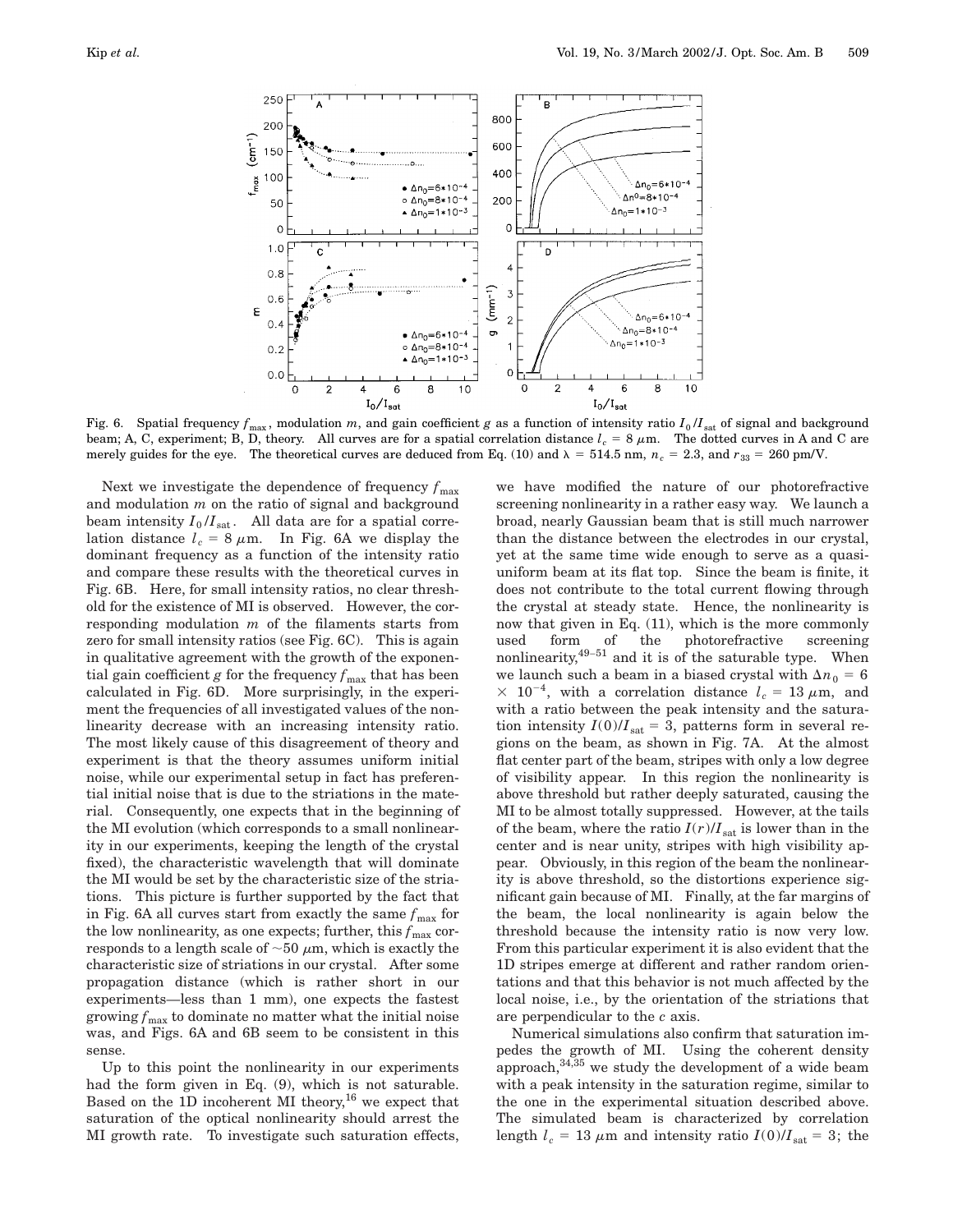Fig. 6. Spatial frequency $f_{\max}$, modulation $m$, and gain coefficient $g$ as a function of intensity ratio $I_0/I_{\rm sat}$ of signal and background beam; A, C, experiment; B, D, theory. All curves are for a spatial correlation distance $l_c = 8\ \mu$m. The dotted curves in A and C are merely guides for the eye. The theoretical curves are deduced from Eq. (10) and $\lambda = 514.5$ nm, $n_e = 2.3$, and $r_{33} = 260$ pm/V.

Next we investigate the dependence of frequency $f_{\max}$ and modulation $m$ on the ratio of signal and background beam intensity $I_0/I_{\rm sat}$. All data are for a spatial correlation distance $l_c = 8\ \mu$m. In Fig. 6A we display the dominant frequency as a function of the intensity ratio and compare these results with the theoretical curves in Fig. 6B. Here, for small intensity ratios, no clear threshold for the existence of MI is observed. However, the corresponding modulation $m$ of the filaments starts from zero for small intensity ratios (see Fig. 6C). This is again in qualitative agreement with the growth of the exponential gain coefficient $g$ for the frequency $f_{\max}$ that has been calculated in Fig. 6D. More surprisingly, in the experiment the frequencies of all investigated values of the nonlinearity decrease with an increasing intensity ratio. The most likely cause of this disagreement of theory and experiment is that the theory assumes uniform initial noise, while our experimental setup in fact has preferential initial noise that is due to the striations in the material. Consequently, one expects that in the beginning of the MI evolution (which corresponds to a small nonlinearity in our experiments, keeping the length of the crystal fixed), the characteristic wavelength that will dominate the MI would be set by the characteristic size of the striations. This picture is further supported by the fact that in Fig. 6A all curves start from exactly the same $f_{\max}$ for the low nonlinearity, as one expects; further, this $f_{\max}$ corresponds to a length scale of $\sim$50 $\mu$m, which is exactly the characteristic size of striations in our crystal. After some propagation distance (which is rather short in our experiments—less than 1 mm), one expects the fastest growing $f_{\max}$ to dominate no matter what the initial noise was, and Figs. 6A and 6B seem to be consistent in this sense.

Up to this point the nonlinearity in our experiments had the form given in Eq. (9), which is not saturable. Based on the 1D incoherent MI theory,[16] we expect that saturation of the optical nonlinearity should arrest the MI growth rate. To investigate such saturation effects, we have modified the nature of our photorefractive screening nonlinearity in a rather easy way. We launch a broad, nearly Gaussian beam that is still much narrower than the distance between the electrodes in our crystal, yet at the same time wide enough to serve as a quasi-uniform beam at its flat top. Since the beam is finite, it does not contribute to the total current flowing through the crystal at steady state. Hence, the nonlinearity is now that given in Eq. (11), which is the more commonly used form of the photorefractive screening nonlinearity,[49–51] and it is of the saturable type. When we launch such a beam in a biased crystal with $\Delta n_0 = 6 \times 10^{-4}$, with a correlation distance $l_c = 13\ \mu$m, and with a ratio between the peak intensity and the saturation intensity $I(0)/I_{\rm sat} = 3$, patterns form in several regions on the beam, as shown in Fig. 7A. At the almost flat center part of the beam, stripes with only a low degree of visibility appear. In this region the nonlinearity is above threshold but rather deeply saturated, causing the MI to be almost totally suppressed. However, at the tails of the beam, where the ratio $I(r)/I_{\rm sat}$ is lower than in the center and is near unity, stripes with high visibility appear. Obviously, in this region of the beam the nonlinearity is above threshold, so the distortions experience significant gain because of MI. Finally, at the far margins of the beam, the local nonlinearity is again below the threshold because the intensity ratio is now very low. From this particular experiment it is also evident that the 1D stripes emerge at different and rather random orientations and that this behavior is not much affected by the local noise, i.e., by the orientation of the striations that are perpendicular to the $c$ axis.

Numerical simulations also confirm that saturation impedes the growth of MI. Using the coherent density approach,[34,35] we study the development of a wide beam with a peak intensity in the saturation regime, similar to the one in the experimental situation described above. The simulated beam is characterized by correlation length $l_c = 13\ \mu$m and intensity ratio $I(0)/I_{\rm sat} = 3$; the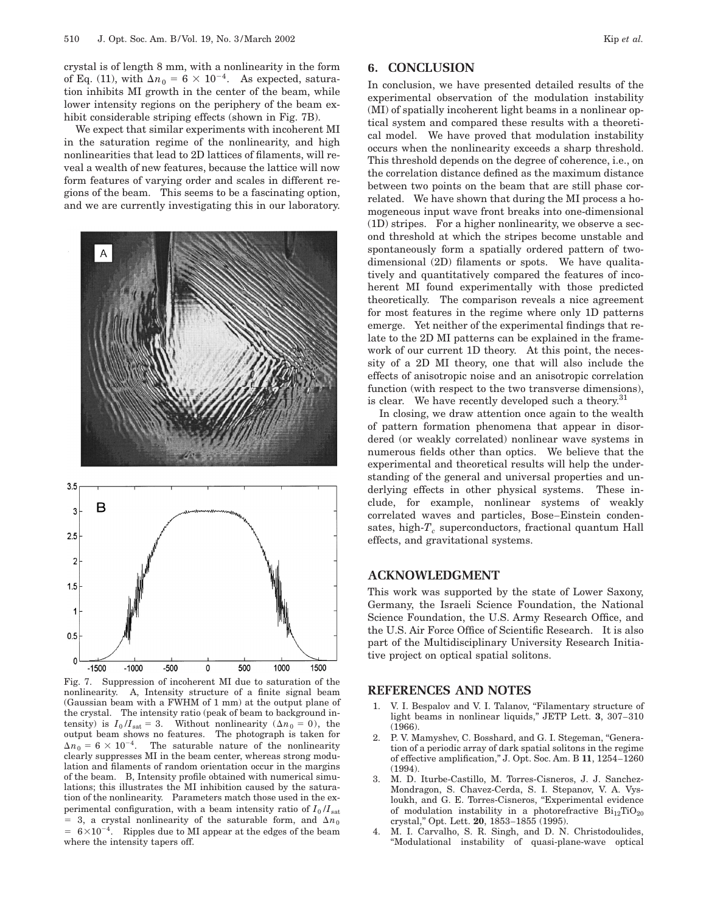crystal is of length 8 mm, with a nonlinearity in the form of Eq. (11), with $\Delta n_0 = 6 \times 10^{-4}$. As expected, saturation inhibits MI growth in the center of the beam, while lower intensity regions on the periphery of the beam exhibit considerable striping effects (shown in Fig. 7B).

We expect that similar experiments with incoherent MI in the saturation regime of the nonlinearity, and high nonlinearities that lead to 2D lattices of filaments, will reveal a wealth of new features, because the lattice will now form features of varying order and scales in different regions of the beam. This seems to be a fascinating option, and we are currently investigating this in our laboratory.

Fig. 7. Suppression of incoherent MI due to saturation of the nonlinearity. A, Intensity structure of a finite signal beam (Gaussian beam with a FWHM of 1 mm) at the output plane of the crystal. The intensity ratio (peak of beam to background intensity) is $I_0/I_{\mathrm{sat}} = 3$. Without nonlinearity ($\Delta n_0 = 0$), the output beam shows no features. The photograph is taken for $\Delta n_0 = 6 \times 10^{-4}$. The saturable nature of the nonlinearity clearly suppresses MI in the beam center, whereas strong modulation and filaments of random orientation occur in the margins of the beam. B, Intensity profile obtained with numerical simulations; this illustrates the MI inhibition caused by the saturation of the nonlinearity. Parameters match those used in the experimental configuration, with a beam intensity ratio of $I_0/I_{\mathrm{sat}} = 3$, a crystal nonlinearity of the saturable form, and $\Delta n_0 = 6 \times 10^{-4}$. Ripples due to MI appear at the edges of the beam where the intensity tapers off.

## 6. CONCLUSION

In conclusion, we have presented detailed results of the experimental observation of the modulation instability (MI) of spatially incoherent light beams in a nonlinear optical system and compared these results with a theoretical model. We have proved that modulation instability occurs when the nonlinearity exceeds a sharp threshold. This threshold depends on the degree of coherence, i.e., on the correlation distance defined as the maximum distance between two points on the beam that are still phase correlated. We have shown that during the MI process a homogeneous input wave front breaks into one-dimensional (1D) stripes. For a higher nonlinearity, we observe a second threshold at which the stripes become unstable and spontaneously form a spatially ordered pattern of two-dimensional (2D) filaments or spots. We have qualitatively and quantitatively compared the features of incoherent MI found experimentally with those predicted theoretically. The comparison reveals a nice agreement for most features in the regime where only 1D patterns emerge. Yet neither of the experimental findings that relate to the 2D MI patterns can be explained in the framework of our current 1D theory. At this point, the necessity of a 2D MI theory, one that will also include the effects of anisotropic noise and an anisotropic correlation function (with respect to the two transverse dimensions), is clear. We have recently developed such a theory.[31]

In closing, we draw attention once again to the wealth of pattern formation phenomena that appear in disordered (or weakly correlated) nonlinear wave systems in numerous fields other than optics. We believe that the experimental and theoretical results will help the understanding of the general and universal properties and underlying effects in other physical systems. These include, for example, nonlinear systems of weakly correlated waves and particles, Bose–Einstein condensates, high-$T_c$ superconductors, fractional quantum Hall effects, and gravitational systems.

## ACKNOWLEDGMENT

This work was supported by the state of Lower Saxony, Germany, the Israeli Science Foundation, the National Science Foundation, the U.S. Army Research Office, and the U.S. Air Force Office of Scientific Research. It is also part of the Multidisciplinary University Research Initiative project on optical spatial solitons.

## REFERENCES AND NOTES

1. V. I. Bespalov and V. I. Talanov, "Filamentary structure of light beams in nonlinear liquids," JETP Lett. **3**, 307–310 (1966).
2. P. V. Mamyshev, C. Bosshard, and G. I. Stegeman, "Generation of a periodic array of dark spatial solitons in the regime of effective amplification," J. Opt. Soc. Am. B **11**, 1254–1260 (1994).
3. M. D. Iturbe-Castillo, M. Torres-Cisneros, J. J. Sanchez-Mondragon, S. Chavez-Cerda, S. I. Stepanov, V. A. Vysloukh, and G. E. Torres-Cisneros, "Experimental evidence of modulation instability in a photorefractive $Bi_{12}TiO_{20}$ crystal," Opt. Lett. **20**, 1853–1855 (1995).
4. M. I. Carvalho, S. R. Singh, and D. N. Christodoulides, "Modulational instability of quasi-plane-wave optical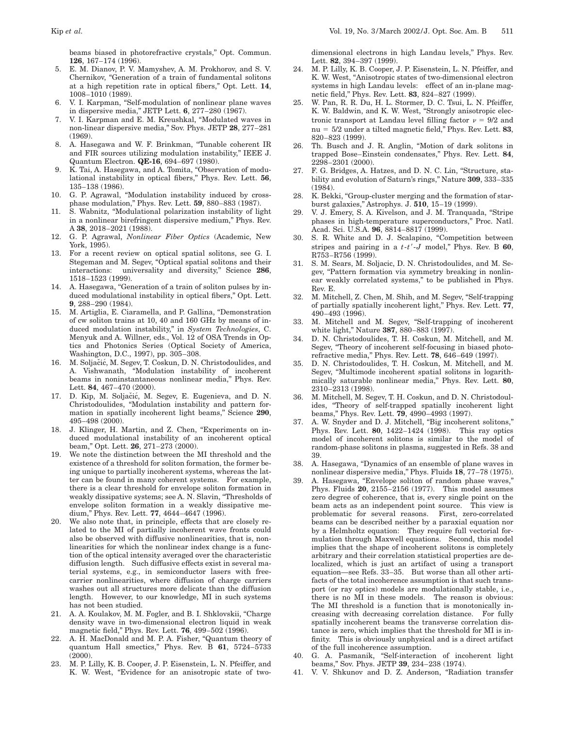beams biased in photorefractive crystals," Opt. Commun. **126**, 167–174 (1996).

5. E. M. Dianov, P. V. Mamyshev, A. M. Prokhorov, and S. V. Chernikov, "Generation of a train of fundamental solitons at a high repetition rate in optical fibers," Opt. Lett. **14**, 1008–1010 (1989).
6. V. I. Karpman, "Self-modulation of nonlinear plane waves in dispersive media," JETP Lett. **6**, 277–280 (1967).
7. V. I. Karpman and E. M. Kreushkal, "Modulated waves in non-linear dispersive media," Sov. Phys. JETP **28**, 277–281 (1969).
8. A. Hasegawa and W. F. Brinkman, "Tunable coherent IR and FIR sources utilizing modulation instability," IEEE J. Quantum Electron. **QE-16**, 694–697 (1980).
9. K. Tai, A. Hasegawa, and A. Tomita, "Observation of modulational instability in optical fibers," Phys. Rev. Lett. **56**, 135–138 (1986).
10. G. P. Agrawal, "Modulation instability induced by cross-phase modulation," Phys. Rev. Lett. **59**, 880–883 (1987).
11. S. Wabnitz, "Modulational polarization instability of light in a nonlinear birefringent dispersive medium," Phys. Rev. A **38**, 2018–2021 (1988).
12. G. P. Agrawal, *Nonlinear Fiber Optics* (Academic, New York, 1995).
13. For a recent review on optical spatial solitons, see G. I. Stegeman and M. Segev, "Optical spatial solitons and their interactions: universality and diversity," Science **286**, 1518–1523 (1999).
14. A. Hasegawa, "Generation of a train of soliton pulses by induced modulational instability in optical fibers," Opt. Lett. **9**, 288–290 (1984).
15. M. Artiglia, E. Ciaramella, and P. Gallina, "Demonstration of cw soliton trains at 10, 40 and 160 GHz by means of induced modulation instability," in *System Technologies*, C. Menyuk and A. Willner, eds., Vol. 12 of OSA Trends in Optics and Photonics Series (Optical Society of America, Washington, D.C., 1997), pp. 305–308.
16. M. Soljačić, M. Segev, T. Coskun, D. N. Christodoulides, and A. Vishwanath, "Modulation instability of incoherent beams in noninstantaneous nonlinear media," Phys. Rev. Lett. **84**, 467–470 (2000).
17. D. Kip, M. Soljačić, M. Segev, E. Eugenieva, and D. N. Christodoulides, "Modulation instability and pattern formation in spatially incoherent light beams," Science **290**, 495–498 (2000).
18. J. Klinger, H. Martin, and Z. Chen, "Experiments on induced modulational instability of an incoherent optical beam," Opt. Lett. **26**, 271–273 (2000).
19. We note the distinction between the MI threshold and the existence of a threshold for soliton formation, the former being unique to partially incoherent systems, whereas the latter can be found in many coherent systems. For example, there is a clear threshold for envelope soliton formation in weakly dissipative systems; see A. N. Slavin, "Thresholds of envelope soliton formation in a weakly dissipative medium," Phys. Rev. Lett. **77**, 4644–4647 (1996).
20. We also note that, in principle, effects that are closely related to the MI of partially incoherent wave fronts could also be observed with diffusive nonlinearities, that is, nonlinearities for which the nonlinear index change is a function of the optical intensity averaged over the characteristic diffusion length. Such diffusive effects exist in several material systems, e.g., in semiconductor lasers with free-carrier nonlinearities, where diffusion of charge carriers washes out all structures more delicate than the diffusion length. However, to our knowledge, MI in such systems has not been studied.
21. A. A. Koulakov, M. M. Fogler, and B. I. Shklovskii, "Charge density wave in two-dimensional electron liquid in weak magnetic field," Phys. Rev. Lett. **76**, 499–502 (1996).
22. A. H. MacDonald and M. P. A. Fisher, "Quantum theory of quantum Hall smectics," Phys. Rev. B **61**, 5724–5733 (2000).
23. M. P. Lilly, K. B. Cooper, J. P. Eisenstein, L. N. Pfeiffer, and K. W. West, "Evidence for an anisotropic state of two-dimensional electrons in high Landau levels," Phys. Rev. Lett. **82**, 394–397 (1999).
24. M. P. Lilly, K. B. Cooper, J. P. Eisenstein, L. N. Pfeiffer, and K. W. West, "Anisotropic states of two-dimensional electron systems in high Landau levels: effect of an in-plane magnetic field," Phys. Rev. Lett. **83**, 824–827 (1999).
25. W. Pan, R. R. Du, H. L. Stormer, D. C. Tsui, L. N. Pfeiffer, K. W. Baldwin, and K. W. West, "Strongly anisotropic electronic transport at Landau level filling factor $\nu = 9/2$ and nu = 5/2 under a tilted magnetic field," Phys. Rev. Lett. **83**, 820–823 (1999).
26. Th. Busch and J. R. Anglin, "Motion of dark solitons in trapped Bose–Einstein condensates," Phys. Rev. Lett. **84**, 2298–2301 (2000).
27. F. G. Bridges, A. Hatzes, and D. N. C. Lin, "Structure, stability and evolution of Saturn's rings," Nature **309**, 333–335 (1984).
28. K. Bekki, "Group-cluster merging and the formation of starburst galaxies," Astrophys. J. **510**, 15–19 (1999).
29. V. J. Emery, S. A. Kivelson, and J. M. Tranquada, "Stripe phases in high-temperature superconductors," Proc. Natl. Acad. Sci. U.S.A. **96**, 8814–8817 (1999).
30. S. R. White and D. J. Scalapino, "Competition between stripes and pairing in a $t$-$t'$-$J$ model," Phys. Rev. B **60**, R753–R756 (1999).
31. S. M. Sears, M. Soljacic, D. N. Christodoulides, and M. Segev, "Pattern formation via symmetry breaking in nonlinear weakly correlated systems," to be published in Phys. Rev. E.
32. M. Mitchell, Z. Chen, M. Shih, and M. Segev, "Self-trapping of partially spatially incoherent light," Phys. Rev. Lett. **77**, 490–493 (1996).
33. M. Mitchell and M. Segev, "Self-trapping of incoherent white light," Nature **387**, 880–883 (1997).
34. D. N. Christodoulides, T. H. Coskun, M. Mitchell, and M. Segev, "Theory of incoherent self-focusing in biased photorefractive media," Phys. Rev. Lett. **78**, 646–649 (1997).
35. D. N. Christodoulides, T. H. Coskun, M. Mitchell, and M. Segev, "Multimode incoherent spatial solitons in logarithmically saturable nonlinear media," Phys. Rev. Lett. **80**, 2310–2313 (1998).
36. M. Mitchell, M. Segev, T. H. Coskun, and D. N. Christodoulides, "Theory of self-trapped spatially incoherent light beams," Phys. Rev. Lett. **79**, 4990–4993 (1997).
37. A. W. Snyder and D. J. Mitchell, "Big incoherent solitons," Phys. Rev. Lett. **80**, 1422–1424 (1998). This ray optics model of incoherent solitons is similar to the model of random-phase solitons in plasma, suggested in Refs. 38 and 39.
38. A. Hasegawa, "Dynamics of an ensemble of plane waves in nonlinear dispersive media," Phys. Fluids **18**, 77–78 (1975).
39. A. Hasegawa, "Envelope soliton of random phase waves," Phys. Fluids **20**, 2155–2156 (1977). This model assumes zero degree of coherence, that is, every single point on the beam acts as an independent point source. This view is problematic for several reasons. First, zero-correlated beams can be described neither by a paraxial equation nor by a Helmholtz equation: They require full vectorial formulation through Maxwell equations. Second, this model implies that the shape of incoherent solitons is completely arbitrary and their correlation statistical properties are delocalized, which is just an artifact of using a transport equation—see Refs. 33–35. But worse than all other artifacts of the total incoherence assumption is that such transport (or ray optics) models are modulationally stable, i.e., there is no MI in these models. The reason is obvious: The MI threshold is a function that is monotonically increasing with decreasing correlation distance. For fully spatially incoherent beams the transverse correlation distance is zero, which implies that the threshold for MI is infinity. This is obviously unphysical and is a direct artifact of the full incoherence assumption.
40. G. A. Pasmanik, "Self-interaction of incoherent light beams," Sov. Phys. JETP **39**, 234–238 (1974).
41. V. V. Shkunov and D. Z. Anderson, "Radiation transfer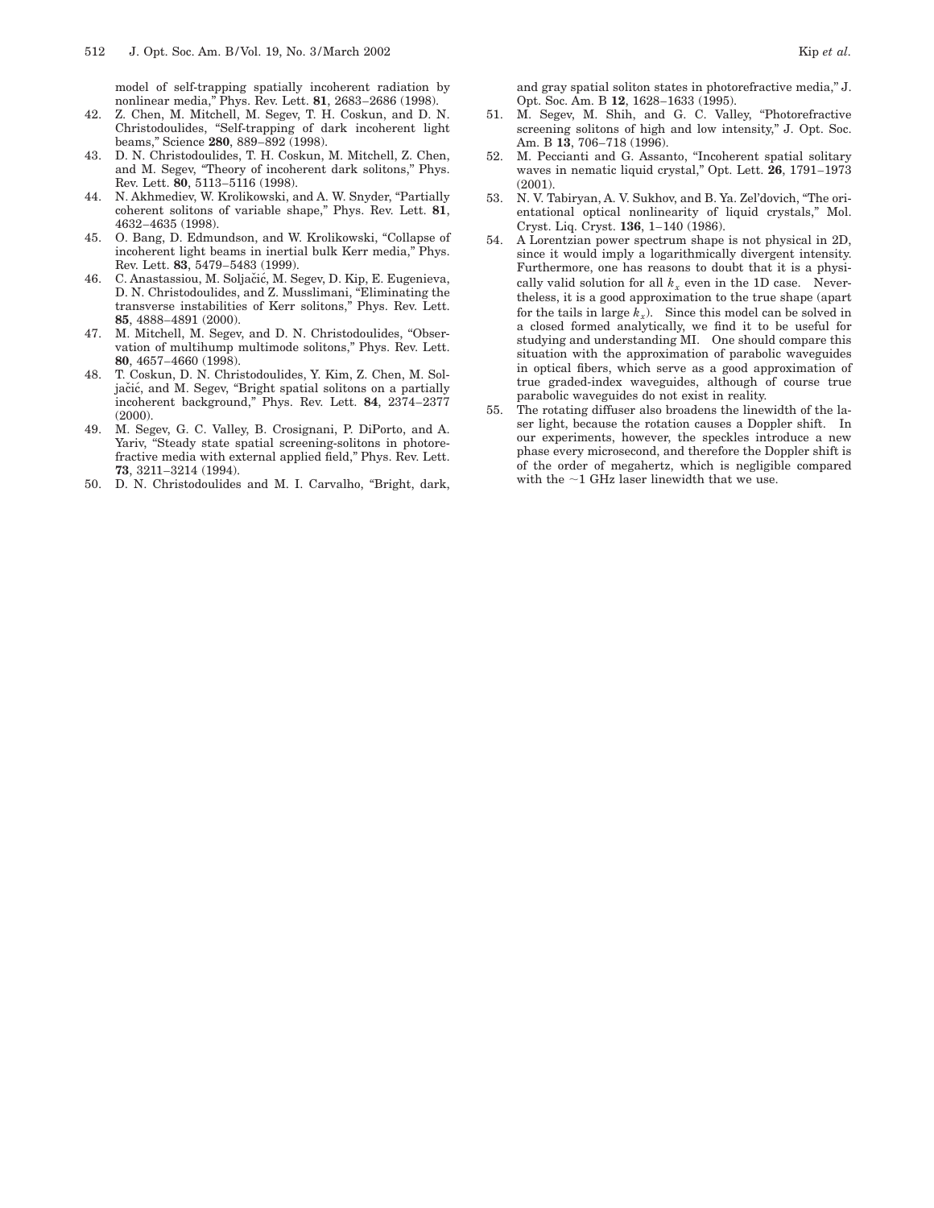model of self-trapping spatially incoherent radiation by nonlinear media," Phys. Rev. Lett. **81**, 2683–2686 (1998).

42. Z. Chen, M. Mitchell, M. Segev, T. H. Coskun, and D. N. Christodoulides, "Self-trapping of dark incoherent light beams," Science **280**, 889–892 (1998).
43. D. N. Christodoulides, T. H. Coskun, M. Mitchell, Z. Chen, and M. Segev, "Theory of incoherent dark solitons," Phys. Rev. Lett. **80**, 5113–5116 (1998).
44. N. Akhmediev, W. Krolikowski, and A. W. Snyder, "Partially coherent solitons of variable shape," Phys. Rev. Lett. **81**, 4632–4635 (1998).
45. O. Bang, D. Edmundson, and W. Krolikowski, "Collapse of incoherent light beams in inertial bulk Kerr media," Phys. Rev. Lett. **83**, 5479–5483 (1999).
46. C. Anastassiou, M. Soljačić, M. Segev, D. Kip, E. Eugenieva, D. N. Christodoulides, and Z. Musslimani, "Eliminating the transverse instabilities of Kerr solitons," Phys. Rev. Lett. **85**, 4888–4891 (2000).
47. M. Mitchell, M. Segev, and D. N. Christodoulides, "Observation of multihump multimode solitons," Phys. Rev. Lett. **80**, 4657–4660 (1998).
48. T. Coskun, D. N. Christodoulides, Y. Kim, Z. Chen, M. Soljačić, and M. Segev, "Bright spatial solitons on a partially incoherent background," Phys. Rev. Lett. **84**, 2374–2377 (2000).
49. M. Segev, G. C. Valley, B. Crosignani, P. DiPorto, and A. Yariv, "Steady state spatial screening-solitons in photorefractive media with external applied field," Phys. Rev. Lett. **73**, 3211–3214 (1994).
50. D. N. Christodoulides and M. I. Carvalho, "Bright, dark, and gray spatial soliton states in photorefractive media," J. Opt. Soc. Am. B **12**, 1628–1633 (1995).
51. M. Segev, M. Shih, and G. C. Valley, "Photorefractive screening solitons of high and low intensity," J. Opt. Soc. Am. B **13**, 706–718 (1996).
52. M. Peccianti and G. Assanto, "Incoherent spatial solitary waves in nematic liquid crystal," Opt. Lett. **26**, 1791–1973 (2001).
53. N. V. Tabiryan, A. V. Sukhov, and B. Ya. Zel'dovich, "The orientational optical nonlinearity of liquid crystals," Mol. Cryst. Liq. Cryst. **136**, 1–140 (1986).
54. A Lorentzian power spectrum shape is not physical in 2D, since it would imply a logarithmically divergent intensity. Furthermore, one has reasons to doubt that it is a physically valid solution for all $k_x$ even in the 1D case. Nevertheless, it is a good approximation to the true shape (apart for the tails in large $k_x$). Since this model can be solved in a closed formed analytically, we find it to be useful for studying and understanding MI. One should compare this situation with the approximation of parabolic waveguides in optical fibers, which serve as a good approximation of true graded-index waveguides, although of course true parabolic waveguides do not exist in reality.
55. The rotating diffuser also broadens the linewidth of the laser light, because the rotation causes a Doppler shift. In our experiments, however, the speckles introduce a new phase every microsecond, and therefore the Doppler shift is of the order of megahertz, which is negligible compared with the ~1 GHz laser linewidth that we use.